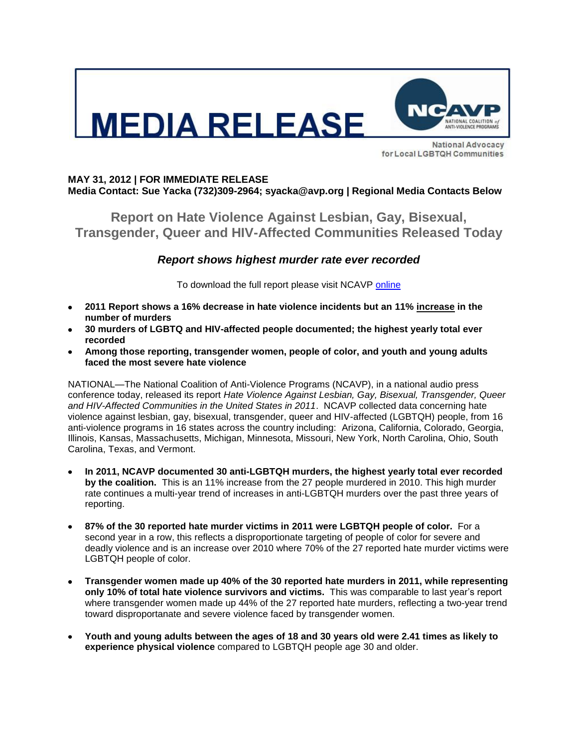# MEDIA RELEASE

NCAVP
NATIONAL COALITION of ANTI-VIOLENCE PROGRAMS

National Advocacy for Local LGBTQH Communities

**MAY 31, 2012 | FOR IMMEDIATE RELEASE**
**Media Contact: Sue Yacka (732)309-2964; syacka@avp.org | Regional Media Contacts Below**

## Report on Hate Violence Against Lesbian, Gay, Bisexual, Transgender, Queer and HIV-Affected Communities Released Today

### *Report shows highest murder rate ever recorded*

To download the full report please visit NCAVP online

- **2011 Report shows a 16% decrease in hate violence incidents but an 11% increase in the number of murders**
- **30 murders of LGBTQ and HIV-affected people documented; the highest yearly total ever recorded**
- **Among those reporting, transgender women, people of color, and youth and young adults faced the most severe hate violence**

NATIONAL—The National Coalition of Anti-Violence Programs (NCAVP), in a national audio press conference today, released its report *Hate Violence Against Lesbian, Gay, Bisexual, Transgender, Queer and HIV-Affected Communities in the United States in 2011*. NCAVP collected data concerning hate violence against lesbian, gay, bisexual, transgender, queer and HIV-affected (LGBTQH) people, from 16 anti-violence programs in 16 states across the country including: Arizona, California, Colorado, Georgia, Illinois, Kansas, Massachusetts, Michigan, Minnesota, Missouri, New York, North Carolina, Ohio, South Carolina, Texas, and Vermont.

- **In 2011, NCAVP documented 30 anti-LGBTQH murders, the highest yearly total ever recorded by the coalition.** This is an 11% increase from the 27 people murdered in 2010. This high murder rate continues a multi-year trend of increases in anti-LGBTQH murders over the past three years of reporting.
- **87% of the 30 reported hate murder victims in 2011 were LGBTQH people of color.** For a second year in a row, this reflects a disproportionate targeting of people of color for severe and deadly violence and is an increase over 2010 where 70% of the 27 reported hate murder victims were LGBTQH people of color.
- **Transgender women made up 40% of the 30 reported hate murders in 2011, while representing only 10% of total hate violence survivors and victims.** This was comparable to last year's report where transgender women made up 44% of the 27 reported hate murders, reflecting a two-year trend toward disproportanate and severe violence faced by transgender women.
- **Youth and young adults between the ages of 18 and 30 years old were 2.41 times as likely to experience physical violence** compared to LGBTQH people age 30 and older.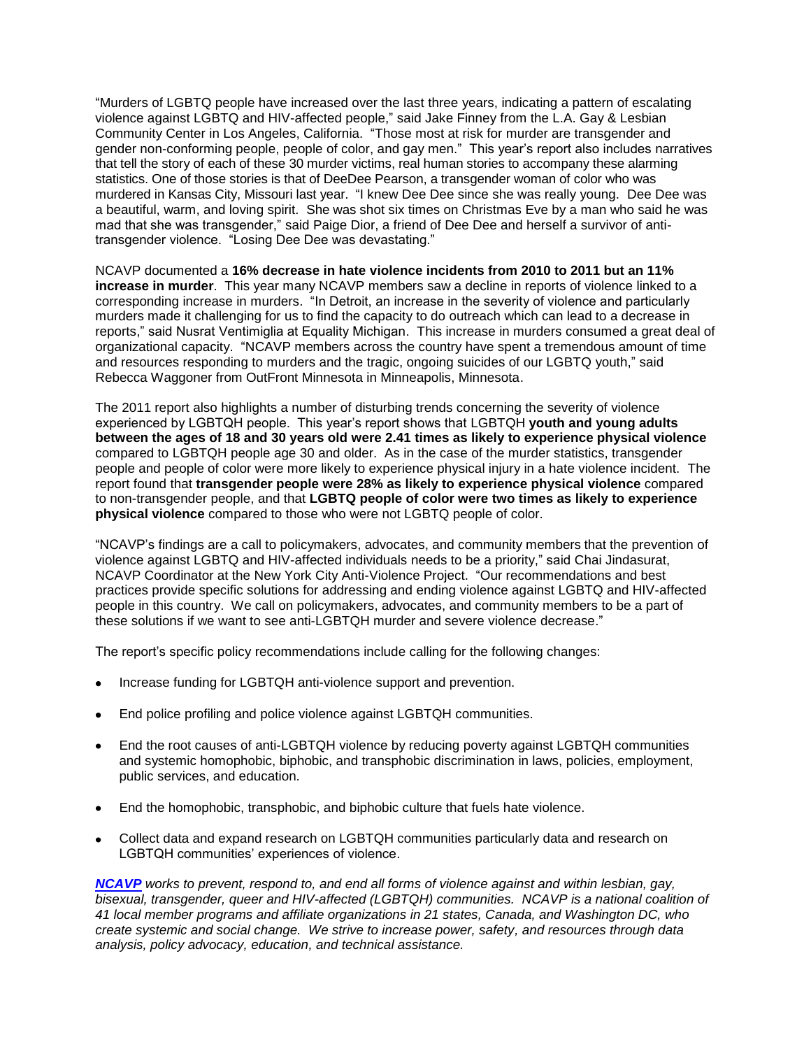"Murders of LGBTQ people have increased over the last three years, indicating a pattern of escalating violence against LGBTQ and HIV-affected people," said Jake Finney from the L.A. Gay & Lesbian Community Center in Los Angeles, California. "Those most at risk for murder are transgender and gender non-conforming people, people of color, and gay men." This year's report also includes narratives that tell the story of each of these 30 murder victims, real human stories to accompany these alarming statistics. One of those stories is that of DeeDee Pearson, a transgender woman of color who was murdered in Kansas City, Missouri last year. "I knew Dee Dee since she was really young. Dee Dee was a beautiful, warm, and loving spirit. She was shot six times on Christmas Eve by a man who said he was mad that she was transgender," said Paige Dior, a friend of Dee Dee and herself a survivor of anti-transgender violence. "Losing Dee Dee was devastating."

NCAVP documented a **16% decrease in hate violence incidents from 2010 to 2011 but an 11% increase in murder**. This year many NCAVP members saw a decline in reports of violence linked to a corresponding increase in murders. "In Detroit, an increase in the severity of violence and particularly murders made it challenging for us to find the capacity to do outreach which can lead to a decrease in reports," said Nusrat Ventimiglia at Equality Michigan. This increase in murders consumed a great deal of organizational capacity. "NCAVP members across the country have spent a tremendous amount of time and resources responding to murders and the tragic, ongoing suicides of our LGBTQ youth," said Rebecca Waggoner from OutFront Minnesota in Minneapolis, Minnesota.

The 2011 report also highlights a number of disturbing trends concerning the severity of violence experienced by LGBTQH people. This year's report shows that LGBTQH **youth and young adults between the ages of 18 and 30 years old were 2.41 times as likely to experience physical violence** compared to LGBTQH people age 30 and older. As in the case of the murder statistics, transgender people and people of color were more likely to experience physical injury in a hate violence incident. The report found that **transgender people were 28% as likely to experience physical violence** compared to non-transgender people, and that **LGBTQ people of color were two times as likely to experience physical violence** compared to those who were not LGBTQ people of color.

"NCAVP's findings are a call to policymakers, advocates, and community members that the prevention of violence against LGBTQ and HIV-affected individuals needs to be a priority," said Chai Jindasurat, NCAVP Coordinator at the New York City Anti-Violence Project. "Our recommendations and best practices provide specific solutions for addressing and ending violence against LGBTQ and HIV-affected people in this country. We call on policymakers, advocates, and community members to be a part of these solutions if we want to see anti-LGBTQH murder and severe violence decrease."

The report's specific policy recommendations include calling for the following changes:

- Increase funding for LGBTQH anti-violence support and prevention.
- End police profiling and police violence against LGBTQH communities.
- End the root causes of anti-LGBTQH violence by reducing poverty against LGBTQH communities and systemic homophobic, biphobic, and transphobic discrimination in laws, policies, employment, public services, and education.
- End the homophobic, transphobic, and biphobic culture that fuels hate violence.
- Collect data and expand research on LGBTQH communities particularly data and research on LGBTQH communities' experiences of violence.

***NCAVP** works to prevent, respond to, and end all forms of violence against and within lesbian, gay, bisexual, transgender, queer and HIV-affected (LGBTQH) communities. NCAVP is a national coalition of 41 local member programs and affiliate organizations in 21 states, Canada, and Washington DC, who create systemic and social change. We strive to increase power, safety, and resources through data analysis, policy advocacy, education, and technical assistance.*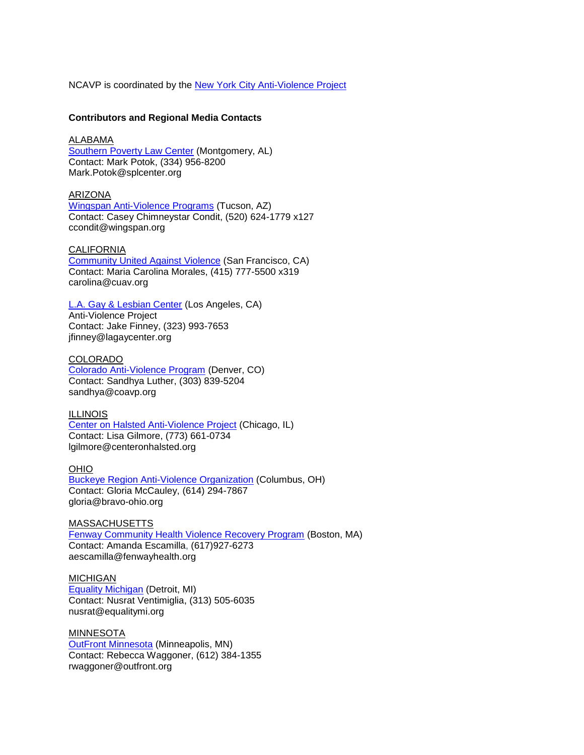NCAVP is coordinated by the New York City Anti-Violence Project

**Contributors and Regional Media Contacts**

ALABAMA
Southern Poverty Law Center (Montgomery, AL)
Contact: Mark Potok, (334) 956-8200
Mark.Potok@splcenter.org

ARIZONA
Wingspan Anti-Violence Programs (Tucson, AZ)
Contact: Casey Chimneystar Condit, (520) 624-1779 x127
ccondit@wingspan.org

CALIFORNIA
Community United Against Violence (San Francisco, CA)
Contact: Maria Carolina Morales, (415) 777-5500 x319
carolina@cuav.org

L.A. Gay & Lesbian Center (Los Angeles, CA)
Anti-Violence Project
Contact: Jake Finney, (323) 993-7653
jfinney@lagaycenter.org

COLORADO
Colorado Anti-Violence Program (Denver, CO)
Contact: Sandhya Luther, (303) 839-5204
sandhya@coavp.org

ILLINOIS
Center on Halsted Anti-Violence Project (Chicago, IL)
Contact: Lisa Gilmore, (773) 661-0734
lgilmore@centeronhalsted.org

OHIO
Buckeye Region Anti-Violence Organization (Columbus, OH)
Contact: Gloria McCauley, (614) 294-7867
gloria@bravo-ohio.org

MASSACHUSETTS
Fenway Community Health Violence Recovery Program (Boston, MA)
Contact: Amanda Escamilla, (617)927-6273
aescamilla@fenwayhealth.org

MICHIGAN
Equality Michigan (Detroit, MI)
Contact: Nusrat Ventimiglia, (313) 505-6035
nusrat@equalitymi.org

MINNESOTA
OutFront Minnesota (Minneapolis, MN)
Contact: Rebecca Waggoner, (612) 384-1355
rwaggoner@outfront.org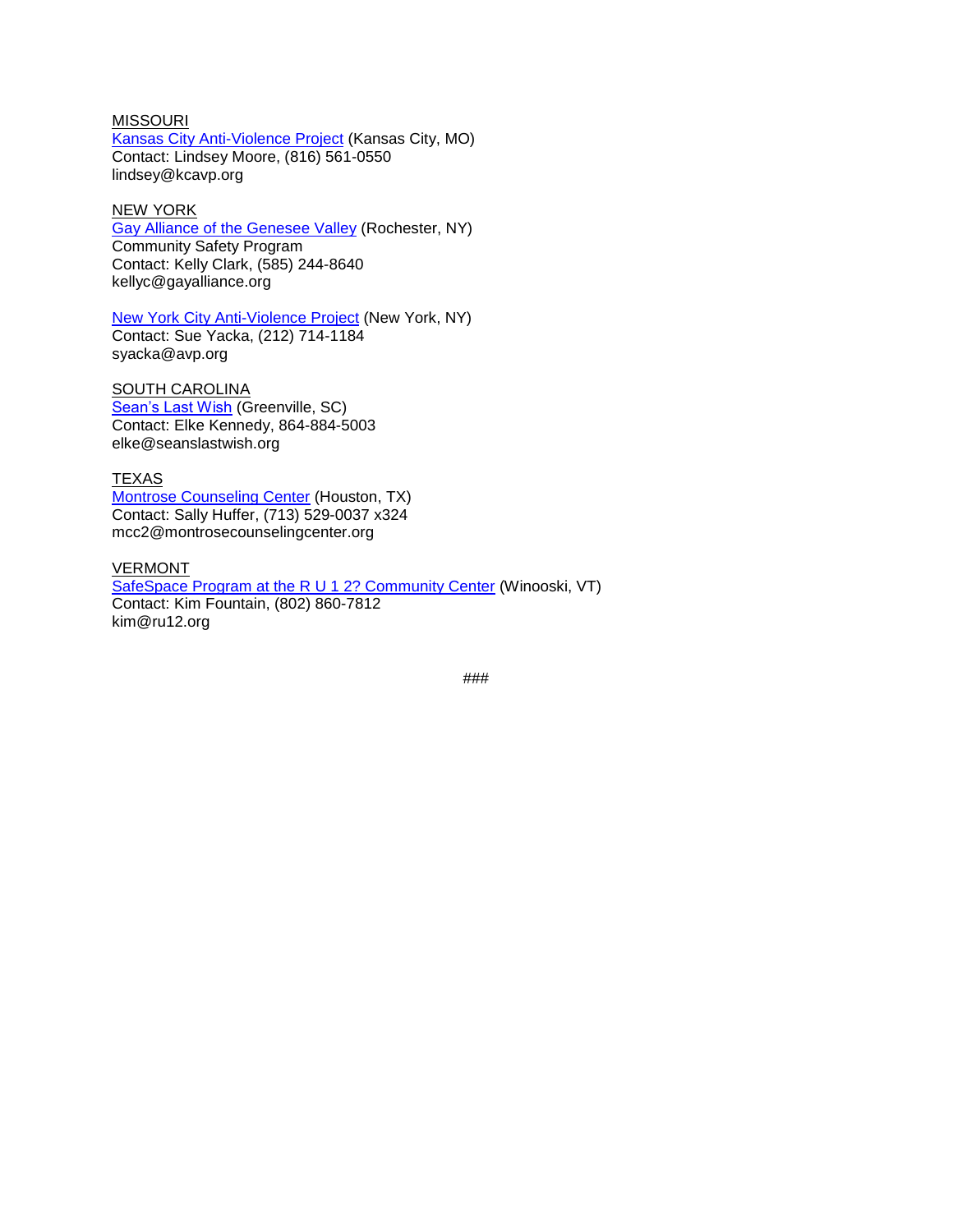MISSOURI
Kansas City Anti-Violence Project (Kansas City, MO)
Contact: Lindsey Moore, (816) 561-0550
lindsey@kcavp.org

NEW YORK
Gay Alliance of the Genesee Valley (Rochester, NY)
Community Safety Program
Contact: Kelly Clark, (585) 244-8640
kellyc@gayalliance.org

New York City Anti-Violence Project (New York, NY)
Contact: Sue Yacka, (212) 714-1184
syacka@avp.org

SOUTH CAROLINA
Sean's Last Wish (Greenville, SC)
Contact: Elke Kennedy, 864-884-5003
elke@seanslastwish.org

TEXAS
Montrose Counseling Center (Houston, TX)
Contact: Sally Huffer, (713) 529-0037 x324
mcc2@montrosecounselingcenter.org

VERMONT
SafeSpace Program at the R U 1 2? Community Center (Winooski, VT)
Contact: Kim Fountain, (802) 860-7812
kim@ru12.org

###